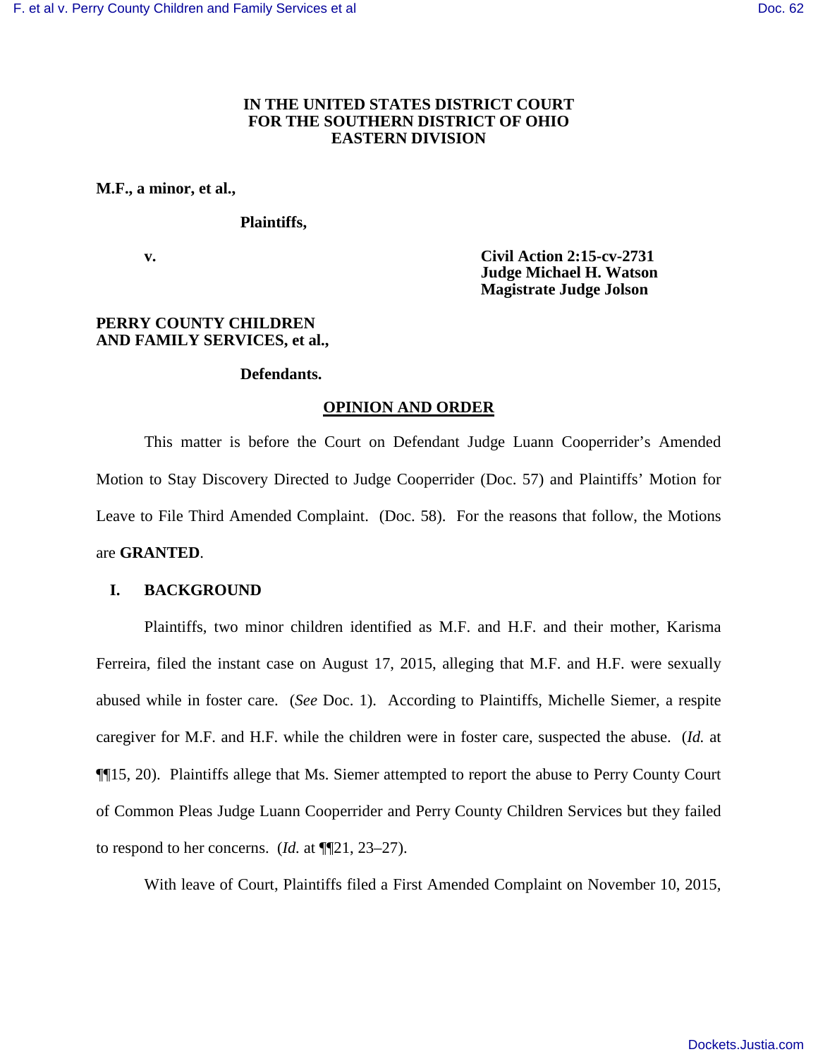**IN THE UNITED STATES DISTRICT COURT**
**FOR THE SOUTHERN DISTRICT OF OHIO**
**EASTERN DIVISION**

**M.F., a minor, et al.,**

**Plaintiffs,**

**v.**

**Civil Action 2:15-cv-2731**
**Judge Michael H. Watson**
**Magistrate Judge Jolson**

**PERRY COUNTY CHILDREN AND FAMILY SERVICES, et al.,**

**Defendants.**

## OPINION AND ORDER

This matter is before the Court on Defendant Judge Luann Cooperrider's Amended Motion to Stay Discovery Directed to Judge Cooperrider (Doc. 57) and Plaintiffs' Motion for Leave to File Third Amended Complaint. (Doc. 58). For the reasons that follow, the Motions are **GRANTED**.

### I. BACKGROUND

Plaintiffs, two minor children identified as M.F. and H.F. and their mother, Karisma Ferreira, filed the instant case on August 17, 2015, alleging that M.F. and H.F. were sexually abused while in foster care. (*See* Doc. 1). According to Plaintiffs, Michelle Siemer, a respite caregiver for M.F. and H.F. while the children were in foster care, suspected the abuse. (*Id.* at ¶¶15, 20). Plaintiffs allege that Ms. Siemer attempted to report the abuse to Perry County Court of Common Pleas Judge Luann Cooperrider and Perry County Children Services but they failed to respond to her concerns. (*Id.* at ¶¶21, 23–27).

With leave of Court, Plaintiffs filed a First Amended Complaint on November 10, 2015,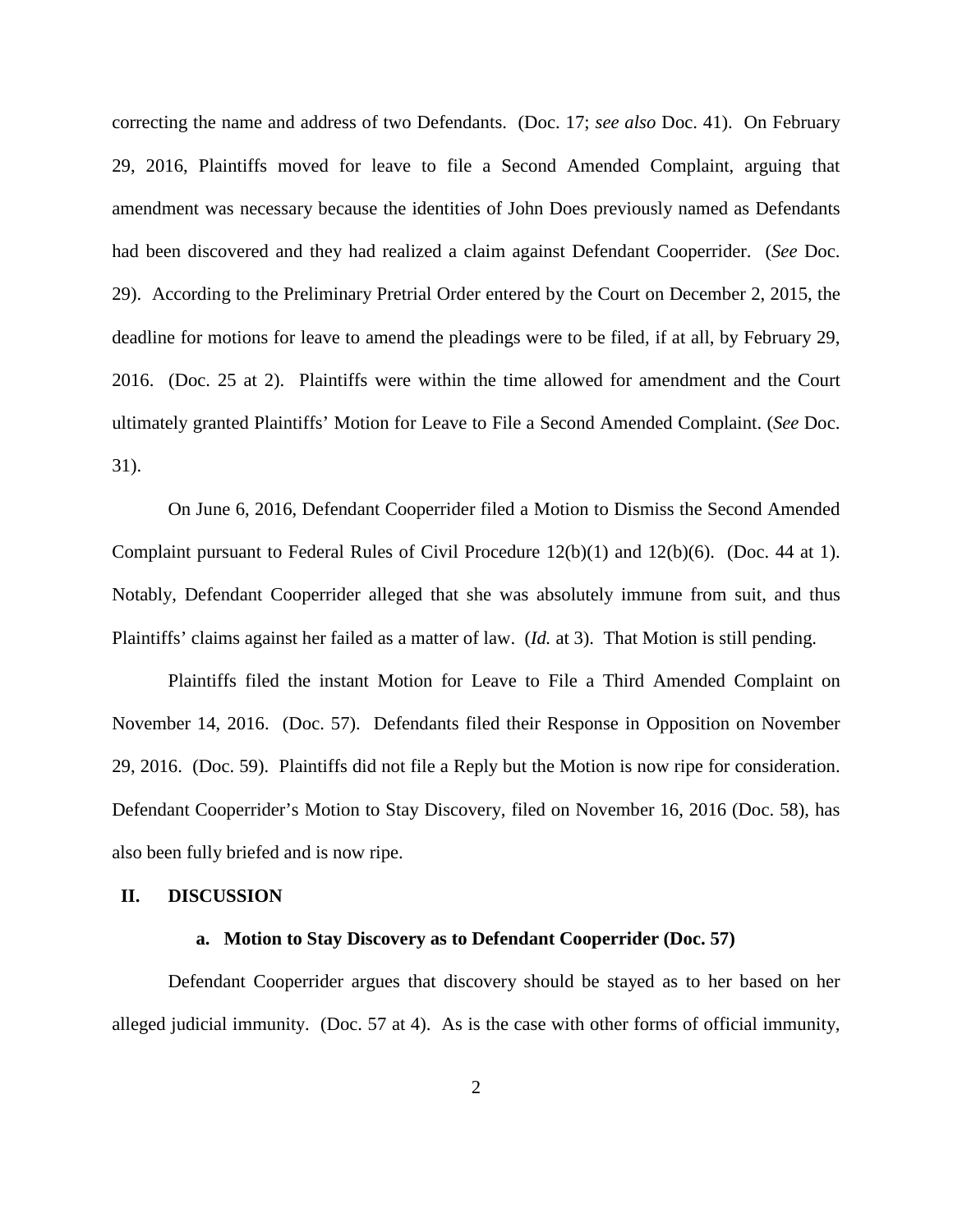correcting the name and address of two Defendants. (Doc. 17; *see also* Doc. 41). On February 29, 2016, Plaintiffs moved for leave to file a Second Amended Complaint, arguing that amendment was necessary because the identities of John Does previously named as Defendants had been discovered and they had realized a claim against Defendant Cooperrider. (*See* Doc. 29). According to the Preliminary Pretrial Order entered by the Court on December 2, 2015, the deadline for motions for leave to amend the pleadings were to be filed, if at all, by February 29, 2016. (Doc. 25 at 2). Plaintiffs were within the time allowed for amendment and the Court ultimately granted Plaintiffs' Motion for Leave to File a Second Amended Complaint. (*See* Doc. 31).

On June 6, 2016, Defendant Cooperrider filed a Motion to Dismiss the Second Amended Complaint pursuant to Federal Rules of Civil Procedure 12(b)(1) and 12(b)(6). (Doc. 44 at 1). Notably, Defendant Cooperrider alleged that she was absolutely immune from suit, and thus Plaintiffs' claims against her failed as a matter of law. (*Id.* at 3). That Motion is still pending.

Plaintiffs filed the instant Motion for Leave to File a Third Amended Complaint on November 14, 2016. (Doc. 57). Defendants filed their Response in Opposition on November 29, 2016. (Doc. 59). Plaintiffs did not file a Reply but the Motion is now ripe for consideration. Defendant Cooperrider's Motion to Stay Discovery, filed on November 16, 2016 (Doc. 58), has also been fully briefed and is now ripe.

## II. DISCUSSION

### a. Motion to Stay Discovery as to Defendant Cooperrider (Doc. 57)

Defendant Cooperrider argues that discovery should be stayed as to her based on her alleged judicial immunity. (Doc. 57 at 4). As is the case with other forms of official immunity,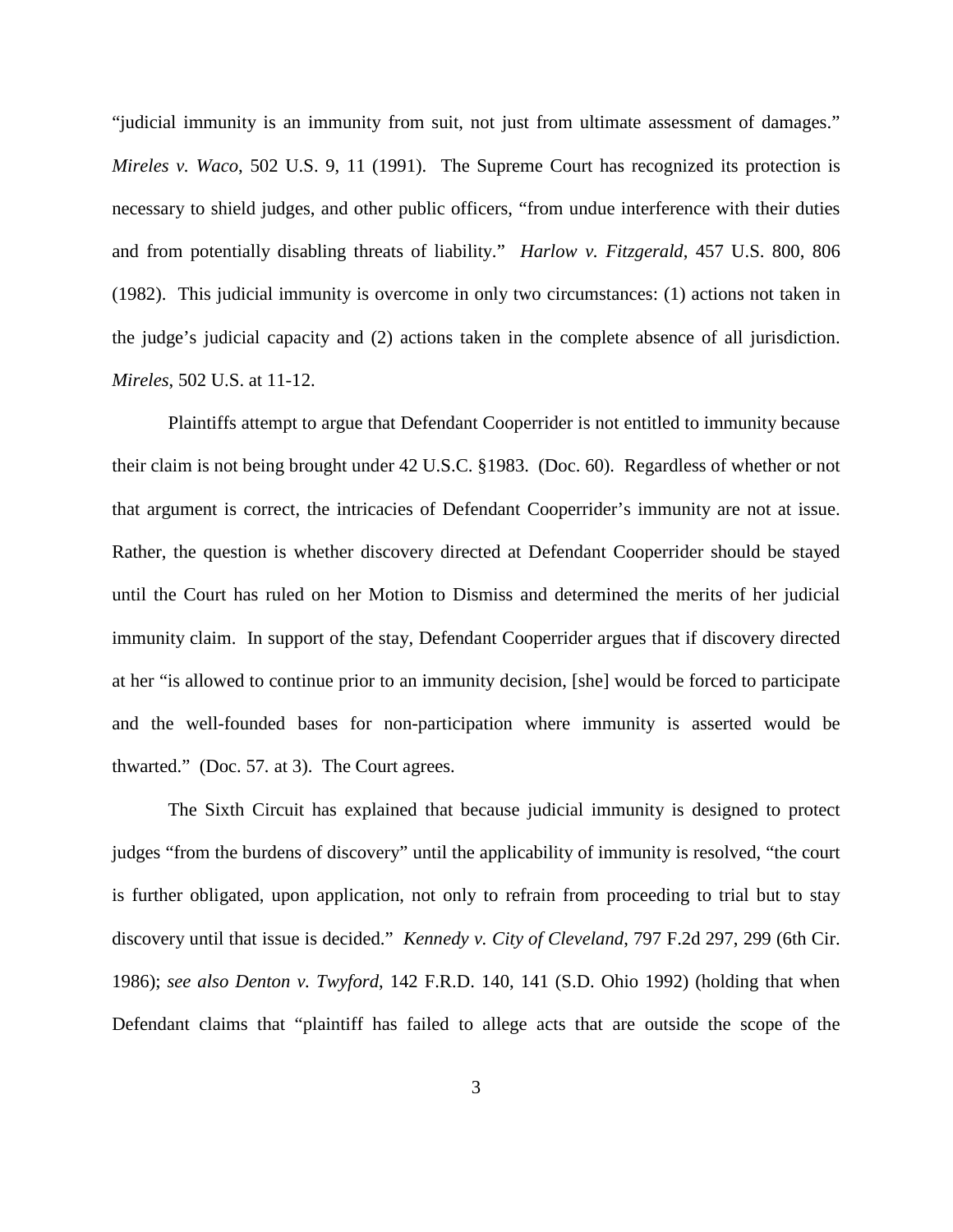"judicial immunity is an immunity from suit, not just from ultimate assessment of damages." *Mireles v. Waco*, 502 U.S. 9, 11 (1991). The Supreme Court has recognized its protection is necessary to shield judges, and other public officers, "from undue interference with their duties and from potentially disabling threats of liability." *Harlow v. Fitzgerald*, 457 U.S. 800, 806 (1982). This judicial immunity is overcome in only two circumstances: (1) actions not taken in the judge's judicial capacity and (2) actions taken in the complete absence of all jurisdiction. *Mireles*, 502 U.S. at 11-12.

Plaintiffs attempt to argue that Defendant Cooperrider is not entitled to immunity because their claim is not being brought under 42 U.S.C. §1983. (Doc. 60). Regardless of whether or not that argument is correct, the intricacies of Defendant Cooperrider's immunity are not at issue. Rather, the question is whether discovery directed at Defendant Cooperrider should be stayed until the Court has ruled on her Motion to Dismiss and determined the merits of her judicial immunity claim. In support of the stay, Defendant Cooperrider argues that if discovery directed at her "is allowed to continue prior to an immunity decision, [she] would be forced to participate and the well-founded bases for non-participation where immunity is asserted would be thwarted." (Doc. 57. at 3). The Court agrees.

The Sixth Circuit has explained that because judicial immunity is designed to protect judges "from the burdens of discovery" until the applicability of immunity is resolved, "the court is further obligated, upon application, not only to refrain from proceeding to trial but to stay discovery until that issue is decided." *Kennedy v. City of Cleveland*, 797 F.2d 297, 299 (6th Cir. 1986); *see also Denton v. Twyford*, 142 F.R.D. 140, 141 (S.D. Ohio 1992) (holding that when Defendant claims that "plaintiff has failed to allege acts that are outside the scope of the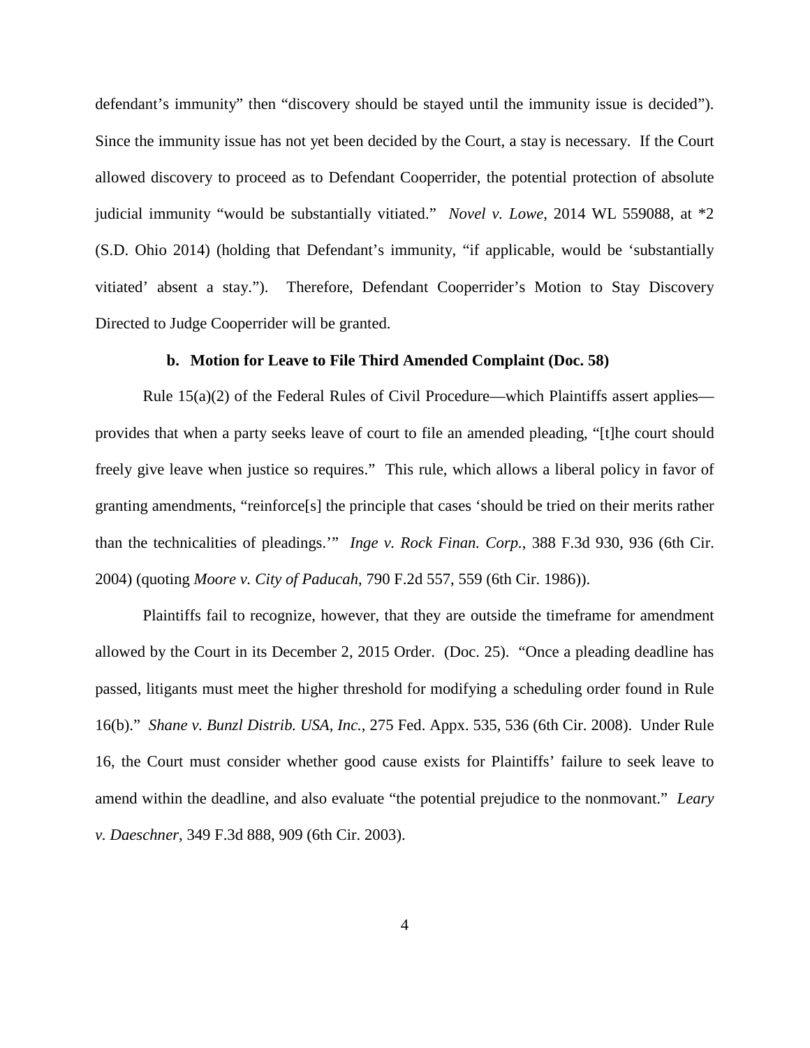defendant's immunity" then "discovery should be stayed until the immunity issue is decided"). Since the immunity issue has not yet been decided by the Court, a stay is necessary. If the Court allowed discovery to proceed as to Defendant Cooperrider, the potential protection of absolute judicial immunity "would be substantially vitiated." *Novel v. Lowe*, 2014 WL 559088, at *2 (S.D. Ohio 2014) (holding that Defendant's immunity, "if applicable, would be 'substantially vitiated' absent a stay."). Therefore, Defendant Cooperrider's Motion to Stay Discovery Directed to Judge Cooperrider will be granted.

**b. Motion for Leave to File Third Amended Complaint (Doc. 58)**

Rule 15(a)(2) of the Federal Rules of Civil Procedure—which Plaintiffs assert applies—provides that when a party seeks leave of court to file an amended pleading, "[t]he court should freely give leave when justice so requires." This rule, which allows a liberal policy in favor of granting amendments, "reinforce[s] the principle that cases 'should be tried on their merits rather than the technicalities of pleadings.'" *Inge v. Rock Finan. Corp.*, 388 F.3d 930, 936 (6th Cir. 2004) (quoting *Moore v. City of Paducah*, 790 F.2d 557, 559 (6th Cir. 1986)).

Plaintiffs fail to recognize, however, that they are outside the timeframe for amendment allowed by the Court in its December 2, 2015 Order. (Doc. 25). "Once a pleading deadline has passed, litigants must meet the higher threshold for modifying a scheduling order found in Rule 16(b)." *Shane v. Bunzl Distrib. USA, Inc.*, 275 Fed. Appx. 535, 536 (6th Cir. 2008). Under Rule 16, the Court must consider whether good cause exists for Plaintiffs' failure to seek leave to amend within the deadline, and also evaluate "the potential prejudice to the nonmovant." *Leary v. Daeschner*, 349 F.3d 888, 909 (6th Cir. 2003).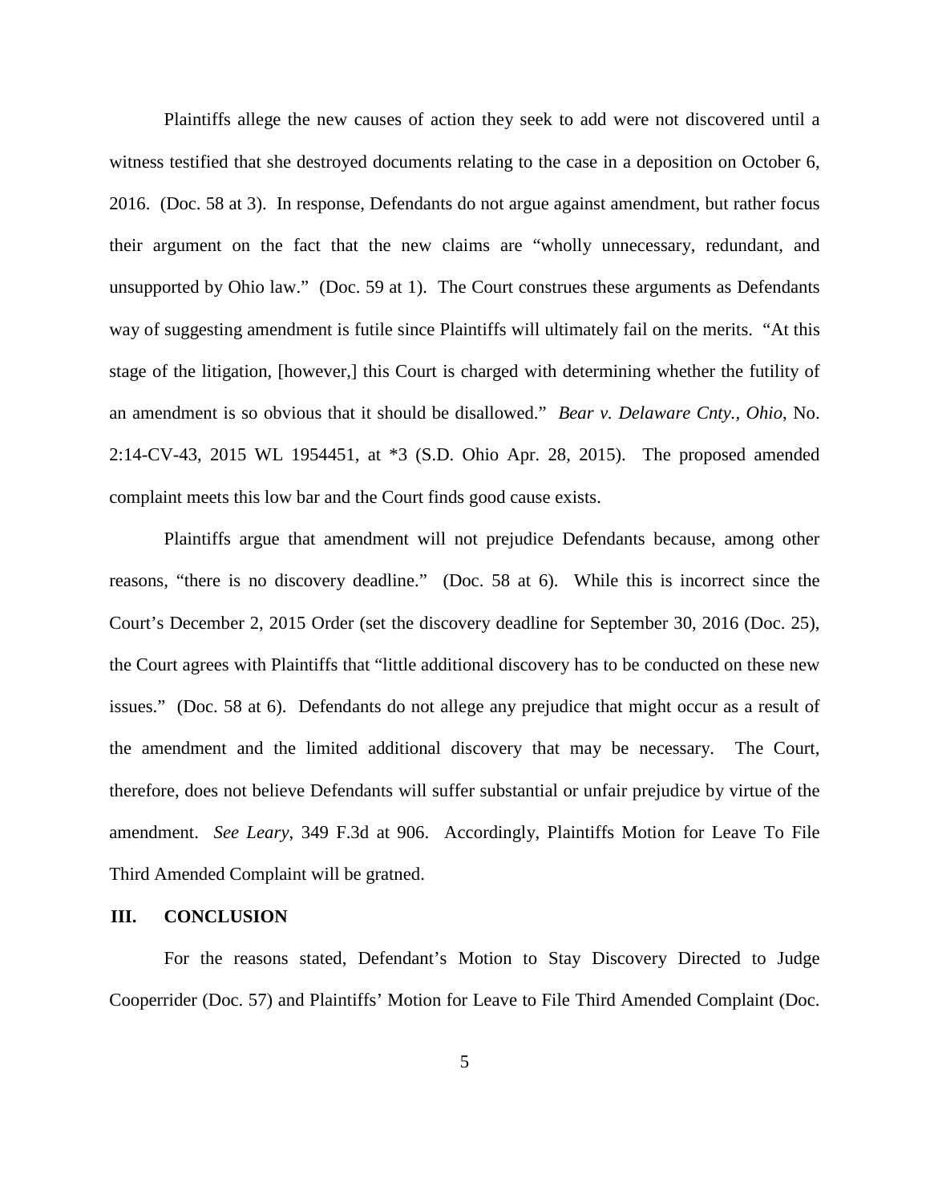Plaintiffs allege the new causes of action they seek to add were not discovered until a witness testified that she destroyed documents relating to the case in a deposition on October 6, 2016. (Doc. 58 at 3). In response, Defendants do not argue against amendment, but rather focus their argument on the fact that the new claims are "wholly unnecessary, redundant, and unsupported by Ohio law." (Doc. 59 at 1). The Court construes these arguments as Defendants way of suggesting amendment is futile since Plaintiffs will ultimately fail on the merits. "At this stage of the litigation, [however,] this Court is charged with determining whether the futility of an amendment is so obvious that it should be disallowed." *Bear v. Delaware Cnty., Ohio*, No. 2:14-CV-43, 2015 WL 1954451, at *3 (S.D. Ohio Apr. 28, 2015). The proposed amended complaint meets this low bar and the Court finds good cause exists.

Plaintiffs argue that amendment will not prejudice Defendants because, among other reasons, "there is no discovery deadline." (Doc. 58 at 6). While this is incorrect since the Court's December 2, 2015 Order (set the discovery deadline for September 30, 2016 (Doc. 25), the Court agrees with Plaintiffs that "little additional discovery has to be conducted on these new issues." (Doc. 58 at 6). Defendants do not allege any prejudice that might occur as a result of the amendment and the limited additional discovery that may be necessary. The Court, therefore, does not believe Defendants will suffer substantial or unfair prejudice by virtue of the amendment. *See Leary*, 349 F.3d at 906. Accordingly, Plaintiffs Motion for Leave To File Third Amended Complaint will be gratned.

## III. CONCLUSION

For the reasons stated, Defendant's Motion to Stay Discovery Directed to Judge Cooperrider (Doc. 57) and Plaintiffs' Motion for Leave to File Third Amended Complaint (Doc.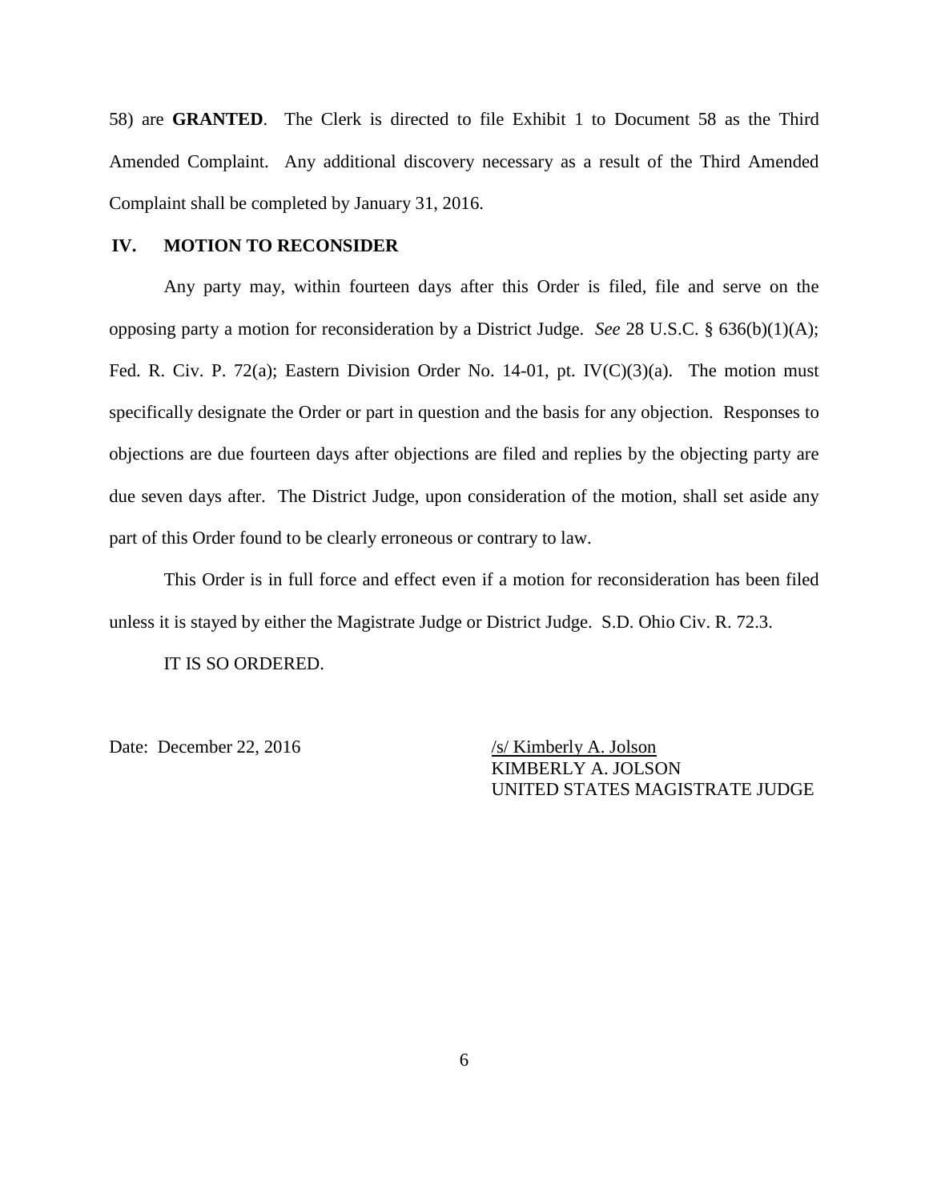58) are **GRANTED**. The Clerk is directed to file Exhibit 1 to Document 58 as the Third Amended Complaint. Any additional discovery necessary as a result of the Third Amended Complaint shall be completed by January 31, 2016.

## IV. MOTION TO RECONSIDER

Any party may, within fourteen days after this Order is filed, file and serve on the opposing party a motion for reconsideration by a District Judge. *See* 28 U.S.C. § 636(b)(1)(A); Fed. R. Civ. P. 72(a); Eastern Division Order No. 14-01, pt. IV(C)(3)(a). The motion must specifically designate the Order or part in question and the basis for any objection. Responses to objections are due fourteen days after objections are filed and replies by the objecting party are due seven days after. The District Judge, upon consideration of the motion, shall set aside any part of this Order found to be clearly erroneous or contrary to law.

This Order is in full force and effect even if a motion for reconsideration has been filed unless it is stayed by either the Magistrate Judge or District Judge. S.D. Ohio Civ. R. 72.3.

IT IS SO ORDERED.

Date: December 22, 2016

/s/ Kimberly A. Jolson
KIMBERLY A. JOLSON
UNITED STATES MAGISTRATE JUDGE